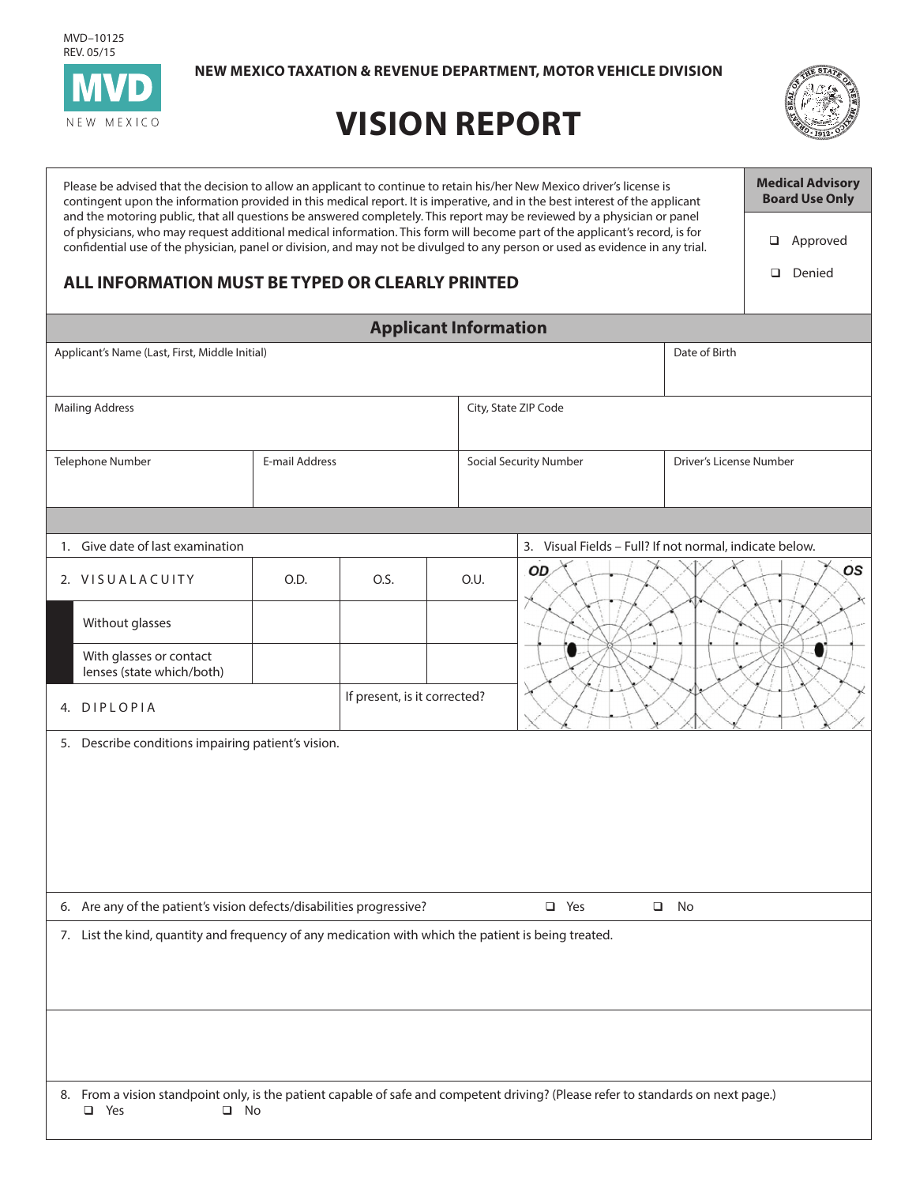MVD–10125
REV. 05/15

**MVD**
NEW MEXICO

**NEW MEXICO TAXATION & REVENUE DEPARTMENT, MOTOR VEHICLE DIVISION**

# VISION REPORT

Please be advised that the decision to allow an applicant to continue to retain his/her New Mexico driver's license is contingent upon the information provided in this medical report. It is imperative, and in the best interest of the applicant and the motoring public, that all questions be answered completely. This report may be reviewed by a physician or panel of physicians, who may request additional medical information. This form will become part of the applicant's record, is for confidential use of the physician, panel or division, and may not be divulged to any person or used as evidence in any trial.

**ALL INFORMATION MUST BE TYPED OR CLEARLY PRINTED**

**Medical Advisory Board Use Only**

- ❑ Approved
- ❑ Denied

## Applicant Information

| Applicant's Name (Last, First, Middle Initial) | | | Date of Birth |
|---|---|---|---|
| | | | |

| Mailing Address | City, State ZIP Code |
|---|---|
| | |

| Telephone Number | E-mail Address | Social Security Number | Driver's License Number |
|---|---|---|---|
| | | | |

1. Give date of last examination

| 2. VISUAL ACUITY | O.D. | O.S. | O.U. |
|---|---|---|---|
| Without glasses | | | |
| With glasses or contact lenses (state which/both) | | | |

3. Visual Fields – Full? If not normal, indicate below.

OD &nbsp;&nbsp;&nbsp;&nbsp; OS

| 4. DIPLOPIA | If present, is it corrected? |
|---|---|
| | |

5. Describe conditions impairing patient's vision.

6. Are any of the patient's vision defects/disabilities progressive? &nbsp;&nbsp; ❑ Yes &nbsp;&nbsp; ❑ No

7. List the kind, quantity and frequency of any medication with which the patient is being treated.

8. From a vision standpoint only, is the patient capable of safe and competent driving? (Please refer to standards on next page.)
   ❑ Yes &nbsp;&nbsp; ❑ No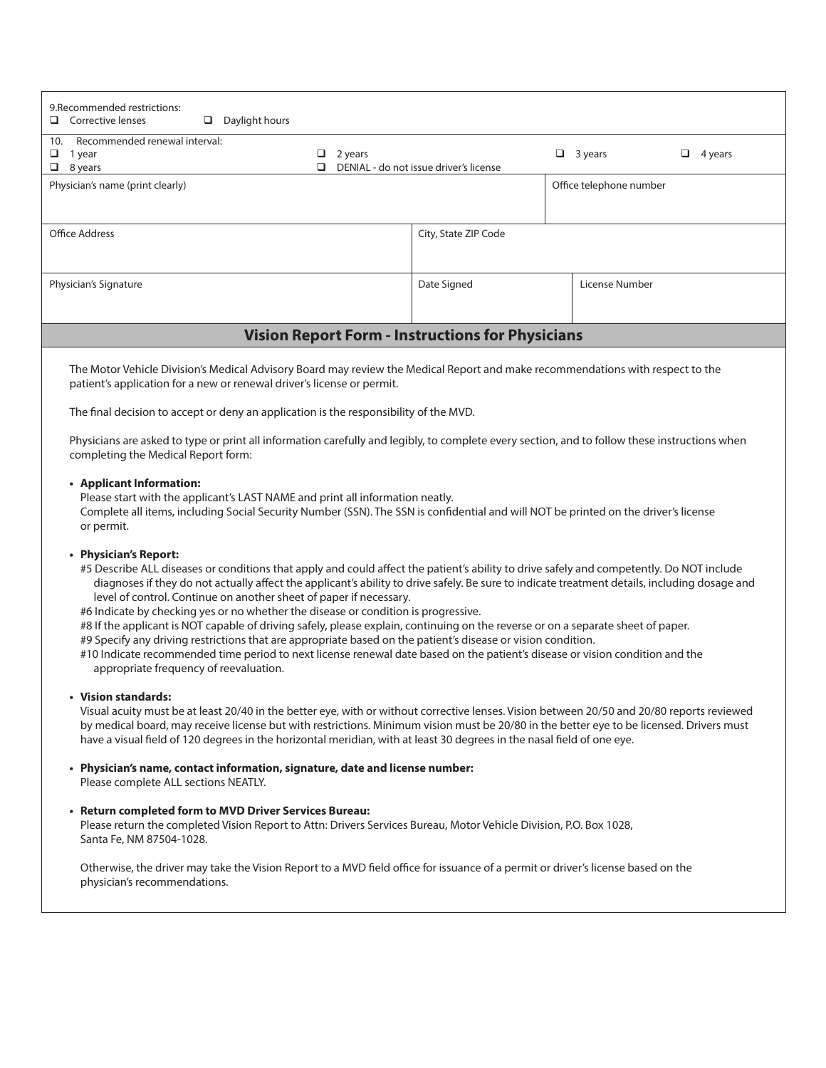9.Recommended restrictions:

❑ Corrective lenses ❑ Daylight hours

10. Recommended renewal interval:

| | | | |
|---|---|---|---|
| ❑ 1 year | ❑ 2 years | ❑ 3 years | ❑ 4 years |
| ❑ 8 years | ❑ DENIAL - do not issue driver's license | | |

| | | |
|---|---|---|
| Physician's name (print clearly) | | Office telephone number |
| Office Address | City, State ZIP Code | |
| Physician's Signature | Date Signed | License Number |

## Vision Report Form - Instructions for Physicians

The Motor Vehicle Division's Medical Advisory Board may review the Medical Report and make recommendations with respect to the patient's application for a new or renewal driver's license or permit.

The final decision to accept or deny an application is the responsibility of the MVD.

Physicians are asked to type or print all information carefully and legibly, to complete every section, and to follow these instructions when completing the Medical Report form:

- **Applicant Information:**
  Please start with the applicant's LAST NAME and print all information neatly.
  Complete all items, including Social Security Number (SSN). The SSN is confidential and will NOT be printed on the driver's license or permit.

- **Physician's Report:**
  #5 Describe ALL diseases or conditions that apply and could affect the patient's ability to drive safely and competently. Do NOT include diagnoses if they do not actually affect the applicant's ability to drive safely. Be sure to indicate treatment details, including dosage and level of control. Continue on another sheet of paper if necessary.
  #6 Indicate by checking yes or no whether the disease or condition is progressive.
  #8 If the applicant is NOT capable of driving safely, please explain, continuing on the reverse or on a separate sheet of paper.
  #9 Specify any driving restrictions that are appropriate based on the patient's disease or vision condition.
  #10 Indicate recommended time period to next license renewal date based on the patient's disease or vision condition and the appropriate frequency of reevaluation.

- **Vision standards:**
  Visual acuity must be at least 20/40 in the better eye, with or without corrective lenses. Vision between 20/50 and 20/80 reports reviewed by medical board, may receive license but with restrictions. Minimum vision must be 20/80 in the better eye to be licensed. Drivers must have a visual field of 120 degrees in the horizontal meridian, with at least 30 degrees in the nasal field of one eye.

- **Physician's name, contact information, signature, date and license number:**
  Please complete ALL sections NEATLY.

- **Return completed form to MVD Driver Services Bureau:**
  Please return the completed Vision Report to Attn: Drivers Services Bureau, Motor Vehicle Division, P.O. Box 1028, Santa Fe, NM 87504-1028.

  Otherwise, the driver may take the Vision Report to a MVD field office for issuance of a permit or driver's license based on the physician's recommendations.